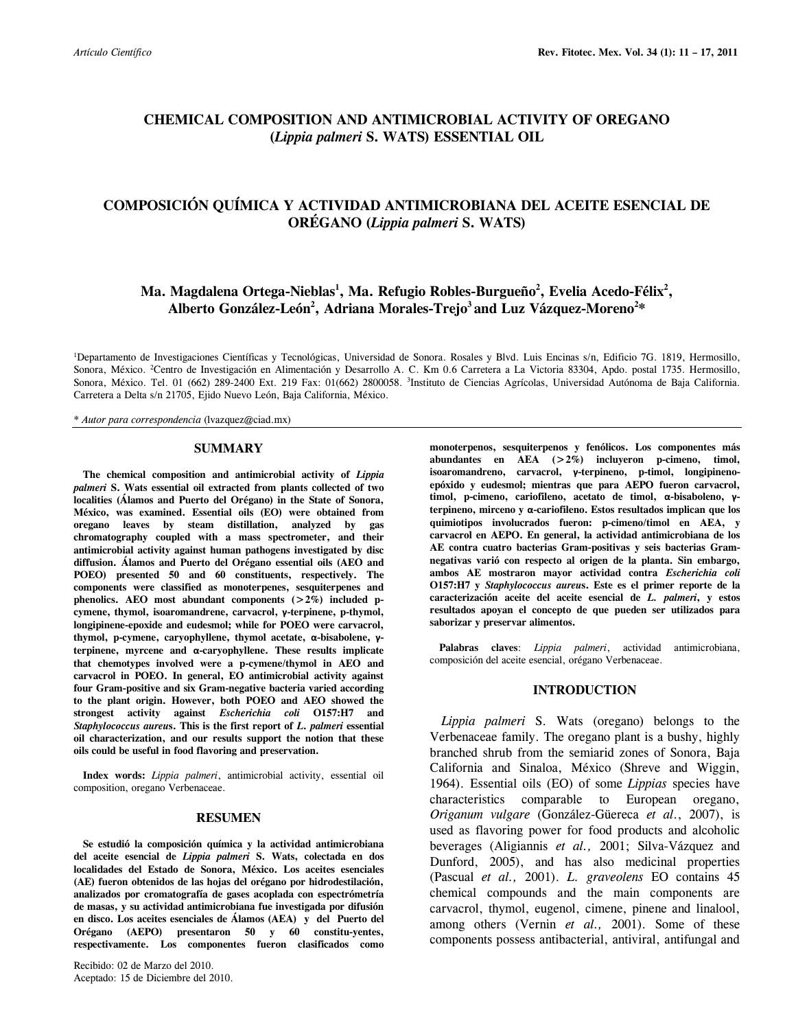Artículo Científico

# CHEMICAL COMPOSITION AND ANTIMICROBIAL ACTIVITY OF OREGANO (*Lippia palmeri* S. WATS) ESSENTIAL OIL

# COMPOSICIÓN QUÍMICA Y ACTIVIDAD ANTIMICROBIANA DEL ACEITE ESENCIAL DE ORÉGANO (*Lippia palmeri* S. WATS)

**Ma. Magdalena Ortega-Nieblas[1], Ma. Refugio Robles-Burgueño[2], Evelia Acedo-Félix[2], Alberto González-León[2], Adriana Morales-Trejo[3] and Luz Vázquez-Moreno[2]***

[1]Departamento de Investigaciones Científicas y Tecnológicas, Universidad de Sonora. Rosales y Blvd. Luis Encinas s/n, Edificio 7G. 1819, Hermosillo, Sonora, México. [2]Centro de Investigación en Alimentación y Desarrollo A. C. Km 0.6 Carretera a La Victoria 83304, Apdo. postal 1735. Hermosillo, Sonora, México. Tel. 01 (662) 289-2400 Ext. 219 Fax: 01(662) 2800058. [3]Instituto de Ciencias Agrícolas, Universidad Autónoma de Baja California. Carretera a Delta s/n 21705, Ejido Nuevo León, Baja California, México.

\* *Autor para correspondencia* (lvazquez@ciad.mx)

## SUMMARY

**The chemical composition and antimicrobial activity of *Lippia palmeri* S. Wats essential oil extracted from plants collected of two localities (Álamos and Puerto del Orégano) in the State of Sonora, México, was examined. Essential oils (EO) were obtained from oregano leaves by steam distillation, analyzed by gas chromatography coupled with a mass spectrometer, and their antimicrobial activity against human pathogens investigated by disc diffusion. Álamos and Puerto del Orégano essential oils (AEO and POEO) presented 50 and 60 constituents, respectively. The components were classified as monoterpenes, sesquiterpenes and phenolics. AEO most abundant components (>2%) included p-cymene, thymol, isoaromandrene, carvacrol, γ-terpinene, p-thymol, longipinene-epoxide and eudesmol; while for POEO were carvacrol, thymol, p-cymene, caryophyllene, thymol acetate, α-bisabolene, γ-terpinene, myrcene and α-caryophyllene. These results implicate that chemotypes involved were a p-cymene/thymol in AEO and carvacrol in POEO. In general, EO antimicrobial activity against four Gram-positive and six Gram-negative bacteria varied according to the plant origin. However, both POEO and AEO showed the strongest activity against *Escherichia coli* O157:H7 and *Staphylococcus aureus*. This is the first report of *L. palmeri* essential oil characterization, and our results support the notion that these oils could be useful in food flavoring and preservation.**

**Index words:** *Lippia palmeri*, antimicrobial activity, essential oil composition, oregano Verbenaceae.

## RESUMEN

**Se estudió la composición química y la actividad antimicrobiana del aceite esencial de *Lippia palmeri* S. Wats, colectada en dos localidades del Estado de Sonora, México. Los aceites esenciales (AE) fueron obtenidos de las hojas del orégano por hidrodestilación, analizados por cromatografía de gases acoplada con espectrómetría de masas, y su actividad antimicrobiana fue investigada por difusión en disco. Los aceites esenciales de Álamos (AEA) y del Puerto del Orégano (AEPO) presentaron 50 y 60 constitu-yentes, respectivamente. Los componentes fueron clasificados como monoterpenos, sesquiterpenos y fenólicos. Los componentes más abundantes en AEA (>2%) incluyeron p-cimeno, timol, isoaromandreno, carvacrol, γ-terpineno, p-timol, longipineno-epóxido y eudesmol; mientras que para AEPO fueron carvacrol, timol, p-cimeno, cariofileno, acetato de timol, α-bisaboleno, γ-terpineno, mirceno y α-cariofileno. Estos resultados implican que los quimiotipos involucrados fueron: p-cimeno/timol en AEA, y carvacrol en AEPO. En general, la actividad antimicrobiana de los AE contra cuatro bacterias Gram-positivas y seis bacterias Gram-negativas varió con respecto al origen de la planta. Sin embargo, ambos AE mostraron mayor actividad contra *Escherichia coli* O157:H7 y *Staphylococcus aureus*. Este es el primer reporte de la caracterización aceite del aceite esencial de *L. palmeri*, y estos resultados apoyan el concepto de que pueden ser utilizados para saborizar y preservar alimentos.**

**Palabras claves**: *Lippia palmeri*, actividad antimicrobiana, composición del aceite esencial, orégano Verbenaceae.

## INTRODUCTION

*Lippia palmeri* S. Wats (oregano) belongs to the Verbenaceae family. The oregano plant is a bushy, highly branched shrub from the semiarid zones of Sonora, Baja California and Sinaloa, México (Shreve and Wiggin, 1964). Essential oils (EO) of some *Lippias* species have characteristics comparable to European oregano, *Origanum vulgare* (González-Güereca *et al.*, 2007), is used as flavoring power for food products and alcoholic beverages (Aligiannis *et al.,* 2001; Silva-Vázquez and Dunford, 2005), and has also medicinal properties (Pascual *et al.,* 2001). *L. graveolens* EO contains 45 chemical compounds and the main components are carvacrol, thymol, eugenol, cimene, pinene and linalool, among others (Vernin *et al.,* 2001). Some of these components possess antibacterial, antiviral, antifungal and

Recibido: 02 de Marzo del 2010.
Aceptado: 15 de Diciembre del 2010.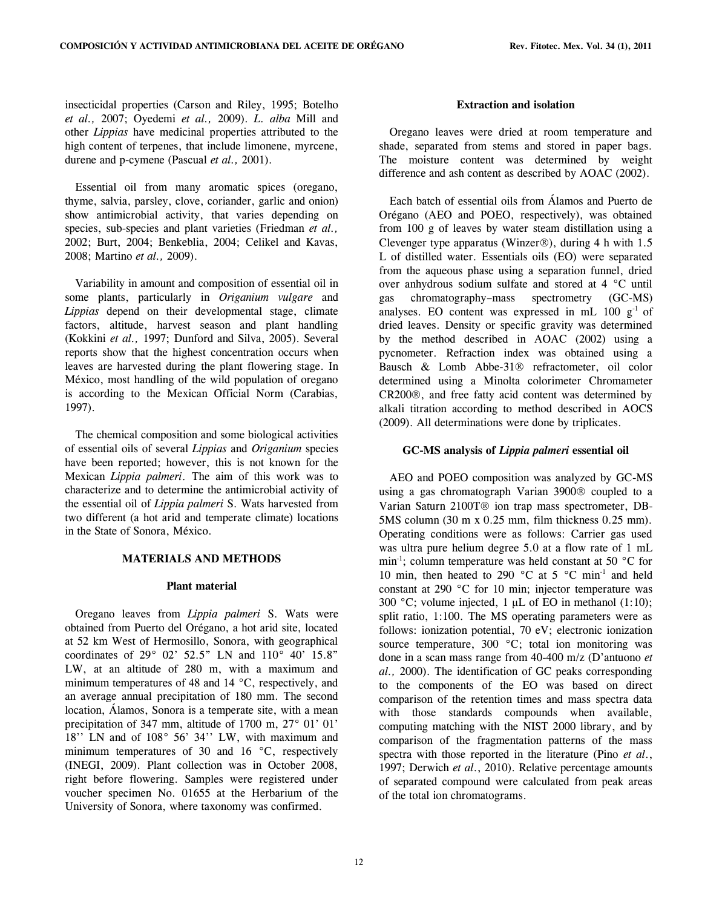insecticidal properties (Carson and Riley, 1995; Botelho *et al.,* 2007; Oyedemi *et al.,* 2009). *L. alba* Mill and other *Lippias* have medicinal properties attributed to the high content of terpenes, that include limonene, myrcene, durene and p-cymene (Pascual *et al.,* 2001).

Essential oil from many aromatic spices (oregano, thyme, salvia, parsley, clove, coriander, garlic and onion) show antimicrobial activity, that varies depending on species, sub-species and plant varieties (Friedman *et al.,* 2002; Burt, 2004; Benkeblia, 2004; Celikel and Kavas, 2008; Martino *et al.,* 2009).

Variability in amount and composition of essential oil in some plants, particularly in *Origanium vulgare* and *Lippias* depend on their developmental stage, climate factors, altitude, harvest season and plant handling (Kokkini *et al.,* 1997; Dunford and Silva, 2005). Several reports show that the highest concentration occurs when leaves are harvested during the plant flowering stage. In México, most handling of the wild population of oregano is according to the Mexican Official Norm (Carabias, 1997).

The chemical composition and some biological activities of essential oils of several *Lippias* and *Origanium* species have been reported; however, this is not known for the Mexican *Lippia palmeri*. The aim of this work was to characterize and to determine the antimicrobial activity of the essential oil of *Lippia palmeri* S. Wats harvested from two different (a hot arid and temperate climate) locations in the State of Sonora, México.

## MATERIALS AND METHODS

### Plant material

Oregano leaves from *Lippia palmeri* S. Wats were obtained from Puerto del Orégano, a hot arid site, located at 52 km West of Hermosillo, Sonora, with geographical coordinates of 29° 02' 52.5" LN and 110° 40' 15.8" LW, at an altitude of 280 m, with a maximum and minimum temperatures of 48 and 14 °C, respectively, and an average annual precipitation of 180 mm. The second location, Álamos, Sonora is a temperate site, with a mean precipitation of 347 mm, altitude of 1700 m, 27° 01' 01' 18'' LN and of 108° 56' 34'' LW, with maximum and minimum temperatures of 30 and 16 °C, respectively (INEGI, 2009). Plant collection was in October 2008, right before flowering. Samples were registered under voucher specimen No. 01655 at the Herbarium of the University of Sonora, where taxonomy was confirmed.

### Extraction and isolation

Oregano leaves were dried at room temperature and shade, separated from stems and stored in paper bags. The moisture content was determined by weight difference and ash content as described by AOAC (2002).

Each batch of essential oils from Álamos and Puerto de Orégano (AEO and POEO, respectively), was obtained from 100 g of leaves by water steam distillation using a Clevenger type apparatus (Winzer®), during 4 h with 1.5 L of distilled water. Essentials oils (EO) were separated from the aqueous phase using a separation funnel, dried over anhydrous sodium sulfate and stored at 4 °C until gas chromatography–mass spectrometry (GC-MS) analyses. EO content was expressed in mL 100 $g^{-1}$ of dried leaves. Density or specific gravity was determined by the method described in AOAC (2002) using a pycnometer. Refraction index was obtained using a Bausch & Lomb Abbe-31® refractometer, oil color determined using a Minolta colorimeter Chromameter CR200®, and free fatty acid content was determined by alkali titration according to method described in AOCS (2009). All determinations were done by triplicates.

### GC-MS analysis of *Lippia palmeri* essential oil

AEO and POEO composition was analyzed by GC-MS using a gas chromatograph Varian 3900® coupled to a Varian Saturn 2100T® ion trap mass spectrometer, DB-5MS column (30 m x 0.25 mm, film thickness 0.25 mm). Operating conditions were as follows: Carrier gas used was ultra pure helium degree 5.0 at a flow rate of 1 mL $min^{-1}$; column temperature was held constant at 50 °C for 10 min, then heated to 290 °C at 5 °C $min^{-1}$ and held constant at 290 °C for 10 min; injector temperature was 300 °C; volume injected, 1 μL of EO in methanol (1:10); split ratio, 1:100. The MS operating parameters were as follows: ionization potential, 70 eV; electronic ionization source temperature, 300 °C; total ion monitoring was done in a scan mass range from 40-400 m/z (D'antuono *et al.,* 2000). The identification of GC peaks corresponding to the components of the EO was based on direct comparison of the retention times and mass spectra data with those standards compounds when available, computing matching with the NIST 2000 library, and by comparison of the fragmentation patterns of the mass spectra with those reported in the literature (Pino *et al.*, 1997; Derwich *et al.*, 2010). Relative percentage amounts of separated compound were calculated from peak areas of the total ion chromatograms.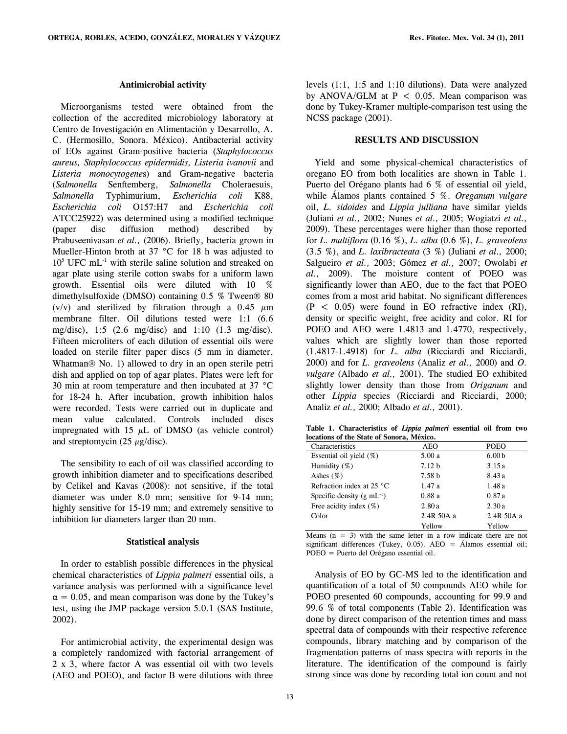### Antimicrobial activity

Microorganisms tested were obtained from the collection of the accredited microbiology laboratory at Centro de Investigación en Alimentación y Desarrollo, A. C. (Hermosillo, Sonora. México). Antibacterial activity of EOs against Gram-positive bacteria (*Staphylococcus aureus, Staphylococcus epidermidis, Listeria ivanovii* and *Listeria monocytogenes*) and Gram-negative bacteria (*Salmonella* Senftemberg, *Salmonella* Choleraesuis, *Salmonella* Typhimurium, *Escherichia coli* K88, *Escherichia coli* O157:H7 and *Escherichia coli* ATCC25922) was determined using a modified technique (paper disc diffusion method) described by Prabuseenivasan *et al.,* (2006). Briefly, bacteria grown in Mueller-Hinton broth at 37 °C for 18 h was adjusted to $10^5$ UFC $mL^{-1}$ with sterile saline solution and streaked on agar plate using sterile cotton swabs for a uniform lawn growth. Essential oils were diluted with 10 % dimethylsulfoxide (DMSO) containing 0.5 % Tween® 80 (v/v) and sterilized by filtration through a 0.45 $\mu$m membrane filter. Oil dilutions tested were 1:1 (6.6 mg/disc), 1:5 (2.6 mg/disc) and 1:10 (1.3 mg/disc). Fifteen microliters of each dilution of essential oils were loaded on sterile filter paper discs (5 mm in diameter, Whatman® No. 1) allowed to dry in an open sterile petri dish and applied on top of agar plates. Plates were left for 30 min at room temperature and then incubated at 37 °C for 18-24 h. After incubation, growth inhibition halos were recorded. Tests were carried out in duplicate and mean value calculated. Controls included discs impregnated with 15 $\mu$L of DMSO (as vehicle control) and streptomycin (25 $\mu$g/disc).

The sensibility to each of oil was classified according to growth inhibition diameter and to specifications described by Celikel and Kavas (2008): not sensitive, if the total diameter was under 8.0 mm; sensitive for 9-14 mm; highly sensitive for 15-19 mm; and extremely sensitive to inhibition for diameters larger than 20 mm.

### Statistical analysis

In order to establish possible differences in the physical chemical characteristics of *Lippia palmeri* essential oils, a variance analysis was performed with a significance level $\alpha = 0.05$, and mean comparison was done by the Tukey's test, using the JMP package version 5.0.1 (SAS Institute, 2002).

For antimicrobial activity, the experimental design was a completely randomized with factorial arrangement of 2 x 3, where factor A was essential oil with two levels (AEO and POEO), and factor B were dilutions with three levels (1:1, 1:5 and 1:10 dilutions). Data were analyzed by ANOVA/GLM at $P < 0.05$. Mean comparison was done by Tukey-Kramer multiple-comparison test using the NCSS package (2001).

## RESULTS AND DISCUSSION

Yield and some physical-chemical characteristics of oregano EO from both localities are shown in Table 1. Puerto del Orégano plants had 6 % of essential oil yield, while Álamos plants contained 5 %. *Oreganum vulgare* oil, *L. sidoides* and *Lippia julliana* have similar yields (Juliani *et al.,* 2002; Nunes *et al.,* 2005; Wogiatzi *et al.,* 2009). These percentages were higher than those reported for *L. multiflora* (0.16 %), *L. alba* (0.6 %), *L. graveolens* (3.5 %), and *L. laxibracteata* (3 %) (Juliani *et al.,* 2000; Salgueiro *et al.,* 2003; Gómez *et al.,* 2007; Owolabi *et al.,* 2009). The moisture content of POEO was significantly lower than AEO, due to the fact that POEO comes from a most arid habitat. No significant differences ($P < 0.05$) were found in EO refractive index (RI), density or specific weight, free acidity and color. RI for POEO and AEO were 1.4813 and 1.4770, respectively, values which are slightly lower than those reported (1.4817-1.4918) for *L. alba* (Ricciardi and Ricciardi, 2000) and for *L. graveolens* (Analiz *et al.,* 2000) and *O. vulgare* (Albado *et al.,* 2001). The studied EO exhibited slightly lower density than those from *Origanum* and other *Lippia* species (Ricciardi and Ricciardi, 2000; Analiz *et al.,* 2000; Albado *et al.,* 2001).

**Table 1. Characteristics of *Lippia palmeri* essential oil from two locations of the State of Sonora, México.**

| Characteristics | AEO | POEO |
|---|---|---|
| Essential oil yield (%) | 5.00 a | 6.00 b |
| Humidity (%) | 7.12 b | 3.15 a |
| Ashes (%) | 7.58 b | 8.43 a |
| Refraction index at 25 °C | 1.47 a | 1.48 a |
| Specific density (g $mL^{-1}$) | 0.88 a | 0.87 a |
| Free acidity index (%) | 2.80 a | 2.30 a |
| Color | 2.4R 50A a Yellow | 2.4R 50A a Yellow |

Means (n = 3) with the same letter in a row indicate there are not significant differences (Tukey, 0.05). AEO = Álamos essential oil; POEO = Puerto del Orégano essential oil.

Analysis of EO by GC-MS led to the identification and quantification of a total of 50 compounds AEO while for POEO presented 60 compounds, accounting for 99.9 and 99.6 % of total components (Table 2). Identification was done by direct comparison of the retention times and mass spectral data of compounds with their respective reference compounds, library matching and by comparison of the fragmentation patterns of mass spectra with reports in the literature. The identification of the compound is fairly strong since was done by recording total ion count and not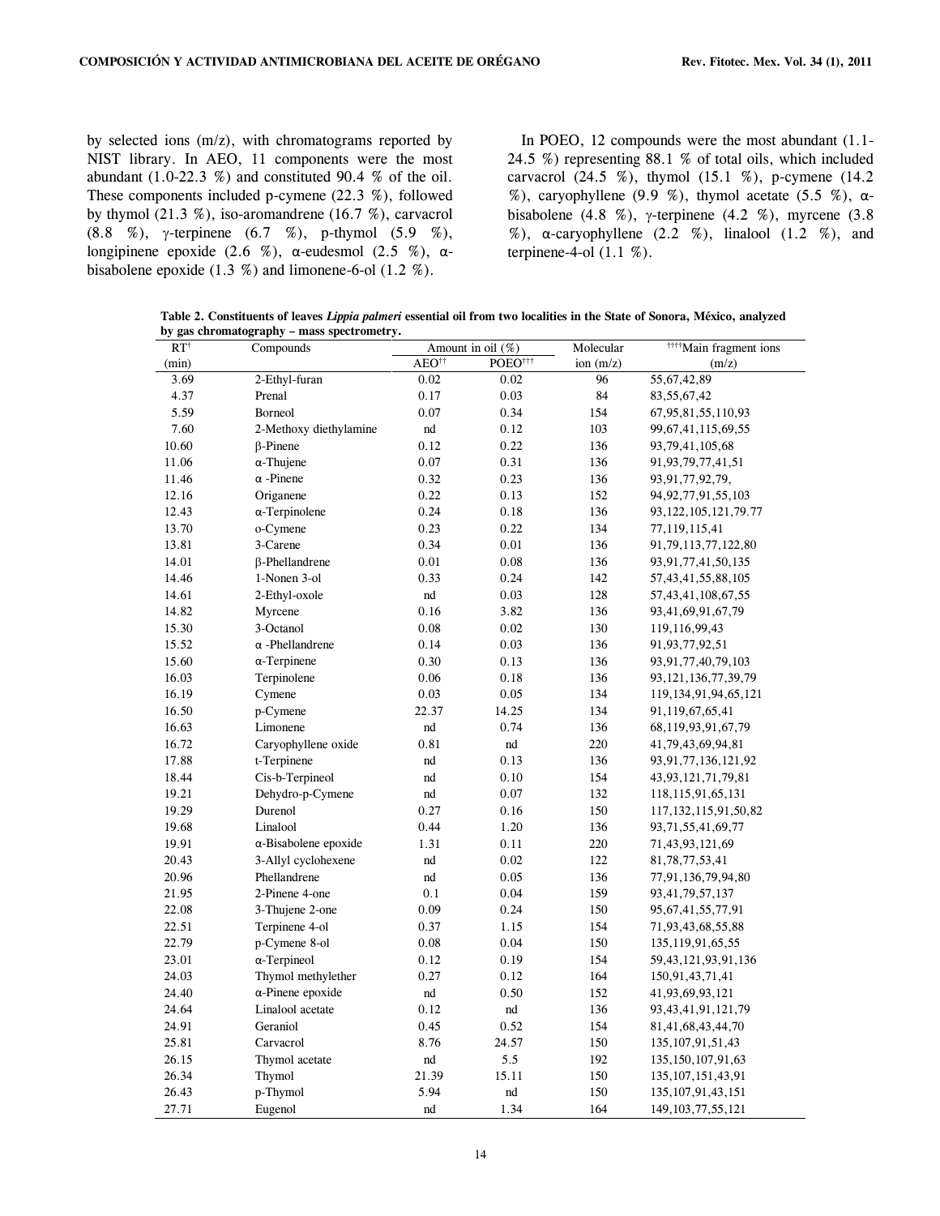by selected ions (m/z), with chromatograms reported by NIST library. In AEO, 11 components were the most abundant (1.0-22.3 %) and constituted 90.4 % of the oil. These components included p-cymene (22.3 %), followed by thymol (21.3 %), iso-aromandrene (16.7 %), carvacrol (8.8 %), γ-terpinene (6.7 %), p-thymol (5.9 %), longipinene epoxide (2.6 %), α-eudesmol (2.5 %), α-bisabolene epoxide (1.3 %) and limonene-6-ol (1.2 %).

In POEO, 12 compounds were the most abundant (1.1-24.5 %) representing 88.1 % of total oils, which included carvacrol (24.5 %), thymol (15.1 %), p-cymene (14.2 %), caryophyllene (9.9 %), thymol acetate (5.5 %), α-bisabolene (4.8 %), γ-terpinene (4.2 %), myrcene (3.8 %), α-caryophyllene (2.2 %), linalool (1.2 %), and terpinene-4-ol (1.1 %).

**Table 2. Constituents of leaves *Lippia palmeri* essential oil from two localities in the State of Sonora, México, analyzed by gas chromatography – mass spectrometry.**

| RT[†] (min) | Compounds | Amount in oil (%) AEO[††] | POEO[†††] | Molecular ion (m/z) | [††††]Main fragment ions (m/z) |
|---|---|---|---|---|---|
| 3.69 | 2-Ethyl-furan | 0.02 | 0.02 | 96 | 55,67,42,89 |
| 4.37 | Prenal | 0.17 | 0.03 | 84 | 83,55,67,42 |
| 5.59 | Borneol | 0.07 | 0.34 | 154 | 67,95,81,55,110,93 |
| 7.60 | 2-Methoxy diethylamine | nd | 0.12 | 103 | 99,67,41,115,69,55 |
| 10.60 | β-Pinene | 0.12 | 0.22 | 136 | 93,79,41,105,68 |
| 11.06 | α-Thujene | 0.07 | 0.31 | 136 | 91,93,79,77,41,51 |
| 11.46 | α -Pinene | 0.32 | 0.23 | 136 | 93,91,77,92,79, |
| 12.16 | Origanene | 0.22 | 0.13 | 152 | 94,92,77,91,55,103 |
| 12.43 | α-Terpinolene | 0.24 | 0.18 | 136 | 93,122,105,121,79.77 |
| 13.70 | o-Cymene | 0.23 | 0.22 | 134 | 77,119,115,41 |
| 13.81 | 3-Carene | 0.34 | 0.01 | 136 | 91,79,113,77,122,80 |
| 14.01 | β-Phellandrene | 0.01 | 0.08 | 136 | 93,91,77,41,50,135 |
| 14.46 | 1-Nonen 3-ol | 0.33 | 0.24 | 142 | 57,43,41,55,88,105 |
| 14.61 | 2-Ethyl-oxole | nd | 0.03 | 128 | 57,43,41,108,67,55 |
| 14.82 | Myrcene | 0.16 | 3.82 | 136 | 93,41,69,91,67,79 |
| 15.30 | 3-Octanol | 0.08 | 0.02 | 130 | 119,116,99,43 |
| 15.52 | α -Phellandrene | 0.14 | 0.03 | 136 | 91,93,77,92,51 |
| 15.60 | α-Terpinene | 0.30 | 0.13 | 136 | 93,91,77,40,79,103 |
| 16.03 | Terpinolene | 0.06 | 0.18 | 136 | 93,121,136,77,39,79 |
| 16.19 | Cymene | 0.03 | 0.05 | 134 | 119,134,91,94,65,121 |
| 16.50 | p-Cymene | 22.37 | 14.25 | 134 | 91,119,67,65,41 |
| 16.63 | Limonene | nd | 0.74 | 136 | 68,119,93,91,67,79 |
| 16.72 | Caryophyllene oxide | 0.81 | nd | 220 | 41,79,43,69,94,81 |
| 17.88 | t-Terpinene | nd | 0.13 | 136 | 93,91,77,136,121,92 |
| 18.44 | Cis-b-Terpineol | nd | 0.10 | 154 | 43,93,121,71,79,81 |
| 19.21 | Dehydro-p-Cymene | nd | 0.07 | 132 | 118,115,91,65,131 |
| 19.29 | Durenol | 0.27 | 0.16 | 150 | 117,132,115,91,50,82 |
| 19.68 | Linalool | 0.44 | 1.20 | 136 | 93,71,55,41,69,77 |
| 19.91 | α-Bisabolene epoxide | 1.31 | 0.11 | 220 | 71,43,93,121,69 |
| 20.43 | 3-Allyl cyclohexene | nd | 0.02 | 122 | 81,78,77,53,41 |
| 20.96 | Phellandrene | nd | 0.05 | 136 | 77,91,136,79,94,80 |
| 21.95 | 2-Pinene 4-one | 0.1 | 0.04 | 159 | 93,41,79,57,137 |
| 22.08 | 3-Thujene 2-one | 0.09 | 0.24 | 150 | 95,67,41,55,77,91 |
| 22.51 | Terpinene 4-ol | 0.37 | 1.15 | 154 | 71,93,43,68,55,88 |
| 22.79 | p-Cymene 8-ol | 0.08 | 0.04 | 150 | 135,119,91,65,55 |
| 23.01 | α-Terpineol | 0.12 | 0.19 | 154 | 59,43,121,93,91,136 |
| 24.03 | Thymol methylether | 0.27 | 0.12 | 164 | 150,91,43,71,41 |
| 24.40 | α-Pinene epoxide | nd | 0.50 | 152 | 41,93,69,93,121 |
| 24.64 | Linalool acetate | 0.12 | nd | 136 | 93,43,41,91,121,79 |
| 24.91 | Geraniol | 0.45 | 0.52 | 154 | 81,41,68,43,44,70 |
| 25.81 | Carvacrol | 8.76 | 24.57 | 150 | 135,107,91,51,43 |
| 26.15 | Thymol acetate | nd | 5.5 | 192 | 135,150,107,91,63 |
| 26.34 | Thymol | 21.39 | 15.11 | 150 | 135,107,151,43,91 |
| 26.43 | p-Thymol | 5.94 | nd | 150 | 135,107,91,43,151 |
| 27.71 | Eugenol | nd | 1.34 | 164 | 149,103,77,55,121 |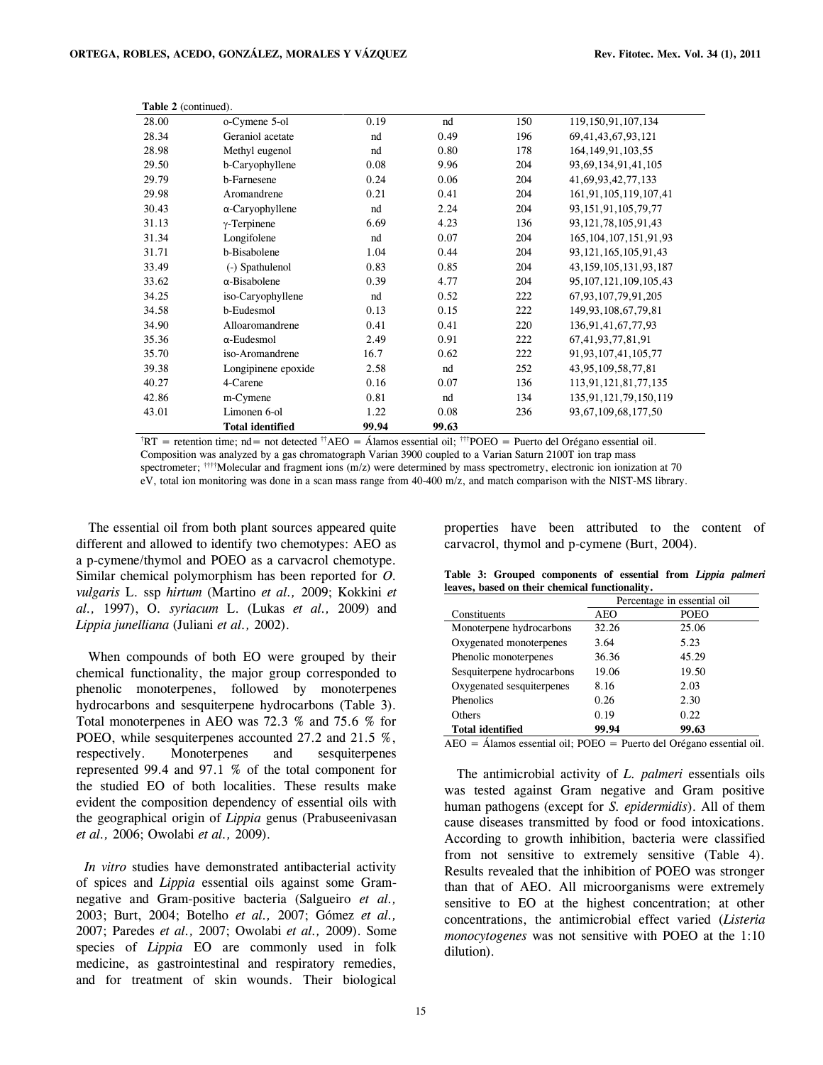**Table 2** (continued).

| | | | | | |
|---|---|---|---|---|---|
| 28.00 | o-Cymene 5-ol | 0.19 | nd | 150 | 119,150,91,107,134 |
| 28.34 | Geraniol acetate | nd | 0.49 | 196 | 69,41,43,67,93,121 |
| 28.98 | Methyl eugenol | nd | 0.80 | 178 | 164,149,91,103,55 |
| 29.50 | b-Caryophyllene | 0.08 | 9.96 | 204 | 93,69,134,91,41,105 |
| 29.79 | b-Farnesene | 0.24 | 0.06 | 204 | 41,69,93,42,77,133 |
| 29.98 | Aromandrene | 0.21 | 0.41 | 204 | 161,91,105,119,107,41 |
| 30.43 | α-Caryophyllene | nd | 2.24 | 204 | 93,151,91,105,79,77 |
| 31.13 | γ-Terpinene | 6.69 | 4.23 | 136 | 93,121,78,105,91,43 |
| 31.34 | Longifolene | nd | 0.07 | 204 | 165,104,107,151,91,93 |
| 31.71 | b-Bisabolene | 1.04 | 0.44 | 204 | 93,121,165,105,91,43 |
| 33.49 | (-) Spathulenol | 0.83 | 0.85 | 204 | 43,159,105,131,93,187 |
| 33.62 | α-Bisabolene | 0.39 | 4.77 | 204 | 95,107,121,109,105,43 |
| 34.25 | iso-Caryophyllene | nd | 0.52 | 222 | 67,93,107,79,91,205 |
| 34.58 | b-Eudesmol | 0.13 | 0.15 | 222 | 149,93,108,67,79,81 |
| 34.90 | Alloaromandrene | 0.41 | 0.41 | 220 | 136,91,41,67,77,93 |
| 35.36 | α-Eudesmol | 2.49 | 0.91 | 222 | 67,41,93,77,81,91 |
| 35.70 | iso-Aromandrene | 16.7 | 0.62 | 222 | 91,93,107,41,105,77 |
| 39.38 | Longipinene epoxide | 2.58 | nd | 252 | 43,95,109,58,77,81 |
| 40.27 | 4-Carene | 0.16 | 0.07 | 136 | 113,91,121,81,77,135 |
| 42.86 | m-Cymene | 0.81 | nd | 134 | 135,91,121,79,150,119 |
| 43.01 | Limonen 6-ol | 1.22 | 0.08 | 236 | 93,67,109,68,177,50 |
| | **Total identified** | **99.94** | **99.63** | | |

[†]RT = retention time; nd= not detected [††]AEO = Álamos essential oil; [†††]POEO = Puerto del Orégano essential oil. Composition was analyzed by a gas chromatograph Varian 3900 coupled to a Varian Saturn 2100T ion trap mass spectrometer; [††††]Molecular and fragment ions (m/z) were determined by mass spectrometry, electronic ion ionization at 70 eV, total ion monitoring was done in a scan mass range from 40-400 m/z, and match comparison with the NIST-MS library.

The essential oil from both plant sources appeared quite different and allowed to identify two chemotypes: AEO as a p-cymene/thymol and POEO as a carvacrol chemotype. Similar chemical polymorphism has been reported for *O. vulgaris* L. ssp *hirtum* (Martino *et al.,* 2009; Kokkini *et al.,* 1997), O. *syriacum* L. (Lukas *et al.,* 2009) and *Lippia junelliana* (Juliani *et al.,* 2002).

When compounds of both EO were grouped by their chemical functionality, the major group corresponded to phenolic monoterpenes, followed by monoterpenes hydrocarbons and sesquiterpene hydrocarbons (Table 3). Total monoterpenes in AEO was 72.3 % and 75.6 % for POEO, while sesquiterpenes accounted 27.2 and 21.5 %, respectively. Monoterpenes and sesquiterpenes represented 99.4 and 97.1 % of the total component for the studied EO of both localities. These results make evident the composition dependency of essential oils with the geographical origin of *Lippia* genus (Prabuseenivasan *et al.,* 2006; Owolabi *et al.,* 2009).

*In vitro* studies have demonstrated antibacterial activity of spices and *Lippia* essential oils against some Gram-negative and Gram-positive bacteria (Salgueiro *et al.,* 2003; Burt, 2004; Botelho *et al.,* 2007; Gómez *et al.,* 2007; Paredes *et al.,* 2007; Owolabi *et al.,* 2009). Some species of *Lippia* EO are commonly used in folk medicine, as gastrointestinal and respiratory remedies, and for treatment of skin wounds. Their biological properties have been attributed to the content of carvacrol, thymol and p-cymene (Burt, 2004).

**Table 3: Grouped components of essential from *Lippia palmeri* leaves, based on their chemical functionality.**

| Constituents | Percentage in essential oil | |
|---|---|---|
| | AEO | POEO |
| Monoterpene hydrocarbons | 32.26 | 25.06 |
| Oxygenated monoterpenes | 3.64 | 5.23 |
| Phenolic monoterpenes | 36.36 | 45.29 |
| Sesquiterpene hydrocarbons | 19.06 | 19.50 |
| Oxygenated sesquiterpenes | 8.16 | 2.03 |
| Phenolics | 0.26 | 2.30 |
| Others | 0.19 | 0.22 |
| **Total identified** | **99.94** | **99.63** |

AEO = Álamos essential oil; POEO = Puerto del Orégano essential oil.

The antimicrobial activity of *L. palmeri* essentials oils was tested against Gram negative and Gram positive human pathogens (except for *S. epidermidis*). All of them cause diseases transmitted by food or food intoxications. According to growth inhibition, bacteria were classified from not sensitive to extremely sensitive (Table 4). Results revealed that the inhibition of POEO was stronger than that of AEO. All microorganisms were extremely sensitive to EO at the highest concentration; at other concentrations, the antimicrobial effect varied (*Listeria monocytogenes* was not sensitive with POEO at the 1:10 dilution).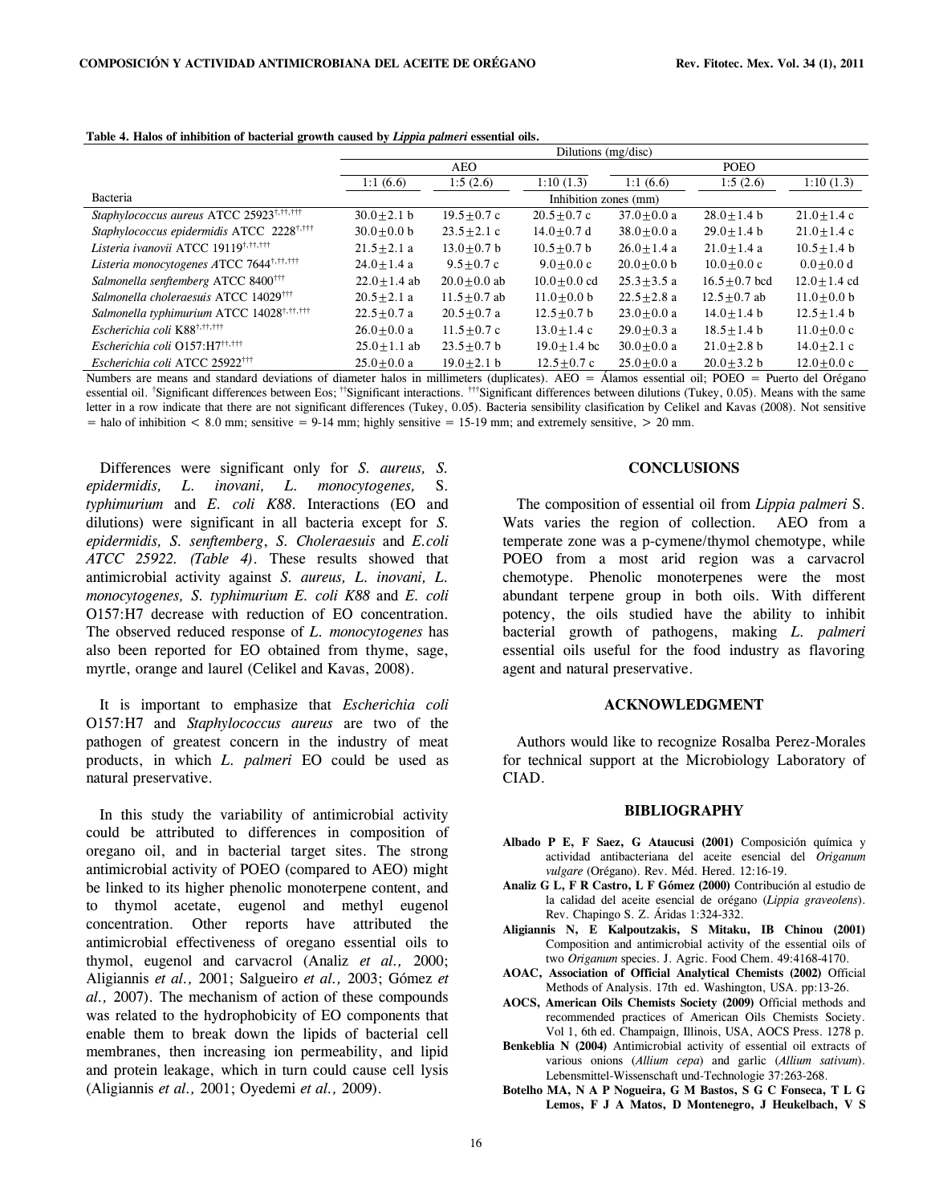**Table 4. Halos of inhibition of bacterial growth caused by *Lippia palmeri* essential oils.**

| | Dilutions (mg/disc) | | | | | |
|---|---|---|---|---|---|---|
| | AEO | | | POEO | | |
| | 1:1 (6.6) | 1:5 (2.6) | 1:10 (1.3) | 1:1 (6.6) | 1:5 (2.6) | 1:10 (1.3) |
| Bacteria | Inhibition zones (mm) | | | | | |
| *Staphylococcus aureus* ATCC 25923[†,††,†††] | 30.0±2.1 b | 19.5±0.7 c | 20.5±0.7 c | 37.0±0.0 a | 28.0±1.4 b | 21.0±1.4 c |
| *Staphylococcus epidermidis* ATCC 2228[†,†††] | 30.0±0.0 b | 23.5±2.1 c | 14.0±0.7 d | 38.0±0.0 a | 29.0±1.4 b | 21.0±1.4 c |
| *Listeria ivanovii* ATCC 19119[†,††,†††] | 21.5±2.1 a | 13.0±0.7 b | 10.5±0.7 b | 26.0±1.4 a | 21.0±1.4 a | 10.5±1.4 b |
| *Listeria monocytogenes A*TCC 7644[†,††,†††] | 24.0±1.4 a | 9.5±0.7 c | 9.0±0.0 c | 20.0±0.0 b | 10.0±0.0 c | 0.0±0.0 d |
| *Salmonella senftemberg* ATCC 8400[†††] | 22.0±1.4 ab | 20.0±0.0 ab | 10.0±0.0 cd | 25.3±3.5 a | 16.5±0.7 bcd | 12.0±1.4 cd |
| *Salmonella choleraesuis* ATCC 14029[†††] | 20.5±2.1 a | 11.5±0.7 ab | 11.0±0.0 b | 22.5±2.8 a | 12.5±0.7 ab | 11.0±0.0 b |
| *Salmonella typhimurium* ATCC 14028[†,††,†††] | 22.5±0.7 a | 20.5±0.7 a | 12.5±0.7 b | 23.0±0.0 a | 14.0±1.4 b | 12.5±1.4 b |
| *Escherichia coli* K88[†,††,†††] | 26.0±0.0 a | 11.5±0.7 c | 13.0±1.4 c | 29.0±0.3 a | 18.5±1.4 b | 11.0±0.0 c |
| *Escherichia coli* O157:H7[††,†††] | 25.0±1.1 ab | 23.5±0.7 b | 19.0±1.4 bc | 30.0±0.0 a | 21.0±2.8 b | 14.0±2.1 c |
| *Escherichia coli* ATCC 25922[†††] | 25.0±0.0 a | 19.0±2.1 b | 12.5±0.7 c | 25.0±0.0 a | 20.0±3.2 b | 12.0±0.0 c |

Numbers are means and standard deviations of diameter halos in millimeters (duplicates). AEO = Álamos essential oil; POEO = Puerto del Orégano essential oil. [†]Significant differences between Eos; [††]Significant interactions. [†††]Significant differences between dilutions (Tukey, 0.05). Means with the same letter in a row indicate that there are not significant differences (Tukey, 0.05). Bacteria sensibility clasification by Celikel and Kavas (2008). Not sensitive = halo of inhibition < 8.0 mm; sensitive = 9-14 mm; highly sensitive = 15-19 mm; and extremely sensitive, > 20 mm.

Differences were significant only for *S. aureus, S. epidermidis, L. inovani, L. monocytogenes,* S. *typhimurium* and *E. coli K88*. Interactions (EO and dilutions) were significant in all bacteria except for *S. epidermidis, S. senftemberg*, *S. Choleraesuis* and *E.coli ATCC 25922. (Table 4)*. These results showed that antimicrobial activity against *S. aureus, L. inovani, L. monocytogenes, S. typhimurium E. coli K88* and *E. coli* O157:H7 decrease with reduction of EO concentration. The observed reduced response of *L. monocytogenes* has also been reported for EO obtained from thyme, sage, myrtle, orange and laurel (Celikel and Kavas, 2008).

It is important to emphasize that *Escherichia coli* O157:H7 and *Staphylococcus aureus* are two of the pathogen of greatest concern in the industry of meat products, in which *L. palmeri* EO could be used as natural preservative.

In this study the variability of antimicrobial activity could be attributed to differences in composition of oregano oil, and in bacterial target sites. The strong antimicrobial activity of POEO (compared to AEO) might be linked to its higher phenolic monoterpene content, and to thymol acetate, eugenol and methyl eugenol concentration. Other reports have attributed the antimicrobial effectiveness of oregano essential oils to thymol, eugenol and carvacrol (Analiz *et al.,* 2000; Aligiannis *et al.,* 2001; Salgueiro *et al.,* 2003; Gómez *et al.,* 2007). The mechanism of action of these compounds was related to the hydrophobicity of EO components that enable them to break down the lipids of bacterial cell membranes, then increasing ion permeability, and lipid and protein leakage, which in turn could cause cell lysis (Aligiannis *et al.,* 2001; Oyedemi *et al.,* 2009).

## CONCLUSIONS

The composition of essential oil from *Lippia palmeri* S. Wats varies the region of collection. AEO from a temperate zone was a p-cymene/thymol chemotype, while POEO from a most arid region was a carvacrol chemotype. Phenolic monoterpenes were the most abundant terpene group in both oils. With different potency, the oils studied have the ability to inhibit bacterial growth of pathogens, making *L. palmeri* essential oils useful for the food industry as flavoring agent and natural preservative.

## ACKNOWLEDGMENT

Authors would like to recognize Rosalba Perez-Morales for technical support at the Microbiology Laboratory of CIAD.

## BIBLIOGRAPHY

**Albado P E, F Saez, G Ataucusi (2001)** Composición química y actividad antibacteriana del aceite esencial del *Origanum vulgare* (Orégano). Rev. Méd. Hered. 12:16-19.

**Analiz G L, F R Castro, L F Gómez (2000)** Contribución al estudio de la calidad del aceite esencial de orégano (*Lippia graveolens*). Rev. Chapingo S. Z. Áridas 1:324-332.

**Aligiannis N, E Kalpoutzakis, S Mitaku, IB Chinou (2001)** Composition and antimicrobial activity of the essential oils of two *Origanum* species. J. Agric. Food Chem. 49:4168-4170.

**AOAC, Association of Official Analytical Chemists (2002)** Official Methods of Analysis. 17th ed. Washington, USA. pp:13-26.

**AOCS, American Oils Chemists Society (2009)** Official methods and recommended practices of American Oils Chemists Society. Vol 1, 6th ed. Champaign, Illinois, USA, AOCS Press. 1278 p.

**Benkeblia N (2004)** Antimicrobial activity of essential oil extracts of various onions (*Allium cepa*) and garlic (*Allium sativum*). Lebensmittel-Wissenschaft und-Technologie 37:263-268.

**Botelho MA, N A P Nogueira, G M Bastos, S G C Fonseca, T L G Lemos, F J A Matos, D Montenegro, J Heukelbach, V S**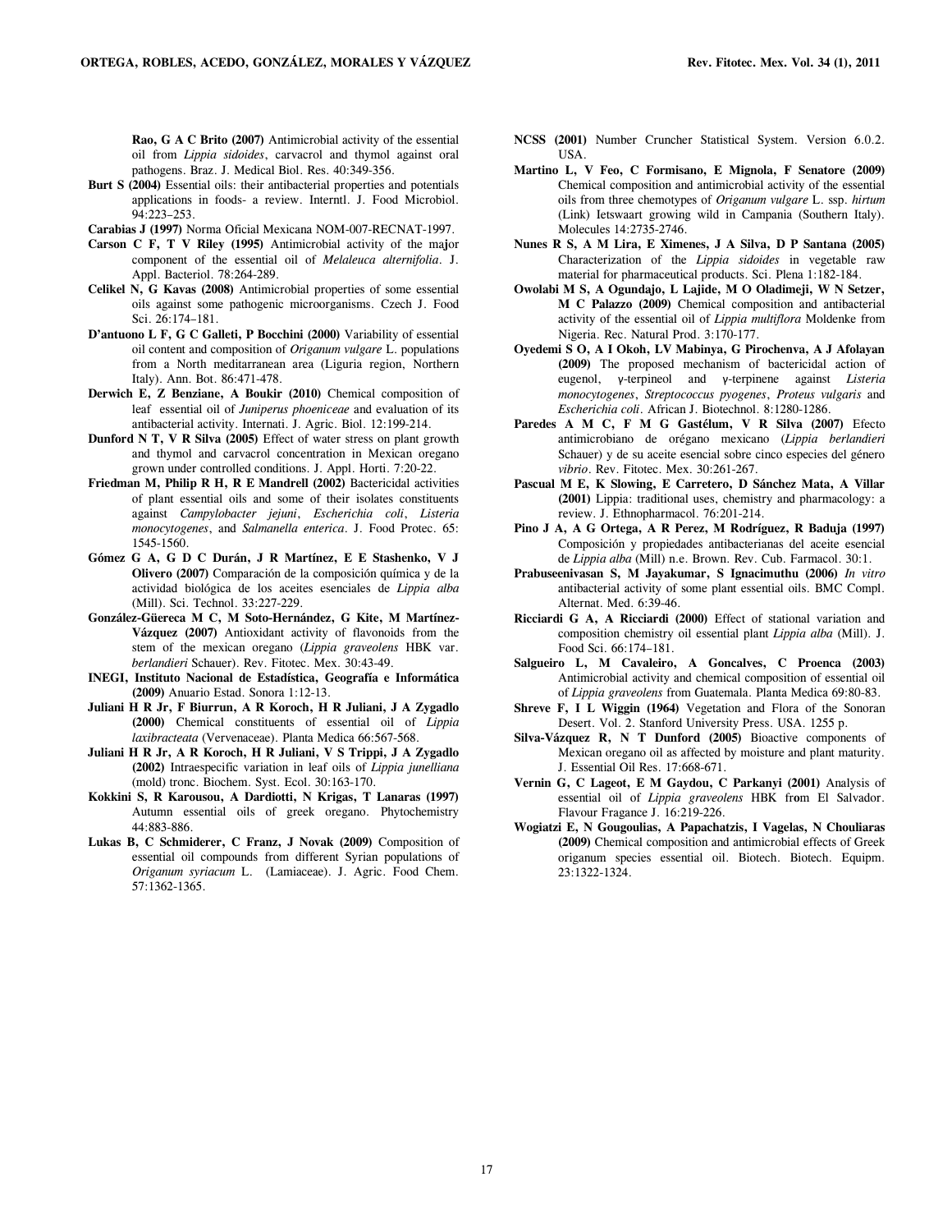**Rao, G A C Brito (2007)** Antimicrobial activity of the essential oil from *Lippia sidoides*, carvacrol and thymol against oral pathogens. Braz. J. Medical Biol. Res. 40:349-356.

**Burt S (2004)** Essential oils: their antibacterial properties and potentials applications in foods- a review. Interntl. J. Food Microbiol. 94:223–253.

**Carabias J (1997)** Norma Oficial Mexicana NOM-007-RECNAT-1997.

**Carson C F, T V Riley (1995)** Antimicrobial activity of the major component of the essential oil of *Melaleuca alternifolia*. J. Appl. Bacteriol. 78:264-289.

**Celikel N, G Kavas (2008)** Antimicrobial properties of some essential oils against some pathogenic microorganisms. Czech J. Food Sci. 26:174–181.

**D'antuono L F, G C Galleti, P Bocchini (2000)** Variability of essential oil content and composition of *Origanum vulgare* L. populations from a North meditarranean area (Liguria region, Northern Italy). Ann. Bot. 86:471-478.

**Derwich E, Z Benziane, A Boukir (2010)** Chemical composition of leaf essential oil of *Juniperus phoeniceae* and evaluation of its antibacterial activity. Internati. J. Agric. Biol. 12:199-214.

**Dunford N T, V R Silva (2005)** Effect of water stress on plant growth and thymol and carvacrol concentration in Mexican oregano grown under controlled conditions. J. Appl. Horti. 7:20-22.

**Friedman M, Philip R H, R E Mandrell (2002)** Bactericidal activities of plant essential oils and some of their isolates constituents against *Campylobacter jejuni*, *Escherichia coli*, *Listeria monocytogenes*, and *Salmanella enterica*. J. Food Protec. 65: 1545-1560.

**Gómez G A, G D C Durán, J R Martínez, E E Stashenko, V J Olivero (2007)** Comparación de la composición química y de la actividad biológica de los aceites esenciales de *Lippia alba* (Mill). Sci. Technol. 33:227-229.

**González-Güereca M C, M Soto-Hernández, G Kite, M Martínez-Vázquez (2007)** Antioxidant activity of flavonoids from the stem of the mexican oregano (*Lippia graveolens* HBK var. *berlandieri* Schauer). Rev. Fitotec. Mex. 30:43-49.

**INEGI, Instituto Nacional de Estadística, Geografía e Informática (2009)** Anuario Estad. Sonora 1:12-13.

**Juliani H R Jr, F Biurrun, A R Koroch, H R Juliani, J A Zygadlo (2000)** Chemical constituents of essential oil of *Lippia laxibracteata* (Vervenaceae). Planta Medica 66:567-568.

**Juliani H R Jr, A R Koroch, H R Juliani, V S Trippi, J A Zygadlo (2002)** Intraespecific variation in leaf oils of *Lippia junelliana* (mold) tronc. Biochem. Syst. Ecol. 30:163-170.

**Kokkini S, R Karousou, A Dardiotti, N Krigas, T Lanaras (1997)** Autumn essential oils of greek oregano. Phytochemistry 44:883-886.

**Lukas B, C Schmiderer, C Franz, J Novak (2009)** Composition of essential oil compounds from different Syrian populations of *Origanum syriacum* L. (Lamiaceae). J. Agric. Food Chem. 57:1362-1365.

**NCSS (2001)** Number Cruncher Statistical System. Version 6.0.2. USA.

**Martino L, V Feo, C Formisano, E Mignola, F Senatore (2009)** Chemical composition and antimicrobial activity of the essential oils from three chemotypes of *Origanum vulgare* L. ssp. *hirtum* (Link) Ietswaart growing wild in Campania (Southern Italy). Molecules 14:2735-2746.

**Nunes R S, A M Lira, E Ximenes, J A Silva, D P Santana (2005)** Characterization of the *Lippia sidoides* in vegetable raw material for pharmaceutical products. Sci. Plena 1:182-184.

**Owolabi M S, A Ogundajo, L Lajide, M O Oladimeji, W N Setzer, M C Palazzo (2009)** Chemical composition and antibacterial activity of the essential oil of *Lippia multiflora* Moldenke from Nigeria. Rec. Natural Prod. 3:170-177.

**Oyedemi S O, A I Okoh, LV Mabinya, G Pirochenva, A J Afolayan (2009)** The proposed mechanism of bactericidal action of eugenol, γ-terpineol and γ-terpinene against *Listeria monocytogenes*, *Streptococcus pyogenes*, *Proteus vulgaris* and *Escherichia coli*. African J. Biotechnol. 8:1280-1286.

**Paredes A M C, F M G Gastélum, V R Silva (2007)** Efecto antimicrobiano de orégano mexicano (*Lippia berlandieri* Schauer) y de su aceite esencial sobre cinco especies del género *vibrio*. Rev. Fitotec. Mex. 30:261-267.

**Pascual M E, K Slowing, E Carretero, D Sánchez Mata, A Villar (2001)** Lippia: traditional uses, chemistry and pharmacology: a review. J. Ethnopharmacol. 76:201-214.

**Pino J A, A G Ortega, A R Perez, M Rodríguez, R Baduja (1997)** Composición y propiedades antibacterianas del aceite esencial de *Lippia alba* (Mill) n.e. Brown. Rev. Cub. Farmacol. 30:1.

**Prabuseenivasan S, M Jayakumar, S Ignacimuthu (2006)** *In vitro* antibacterial activity of some plant essential oils. BMC Compl. Alternat. Med. 6:39-46.

**Ricciardi G A, A Ricciardi (2000)** Effect of stational variation and composition chemistry oil essential plant *Lippia alba* (Mill). J. Food Sci. 66:174–181.

**Salgueiro L, M Cavaleiro, A Goncalves, C Proenca (2003)** Antimicrobial activity and chemical composition of essential oil of *Lippia graveolens* from Guatemala. Planta Medica 69:80-83.

**Shreve F, I L Wiggin (1964)** Vegetation and Flora of the Sonoran Desert. Vol. 2. Stanford University Press. USA. 1255 p.

**Silva-Vázquez R, N T Dunford (2005)** Bioactive components of Mexican oregano oil as affected by moisture and plant maturity. J. Essential Oil Res. 17:668-671.

**Vernin G, C Lageot, E M Gaydou, C Parkanyi (2001)** Analysis of essential oil of *Lippia graveolens* HBK from El Salvador. Flavour Fragance J. 16:219-226.

**Wogiatzi E, N Gougoulias, A Papachatzis, I Vagelas, N Chouliaras (2009)** Chemical composition and antimicrobial effects of Greek origanum species essential oil. Biotech. Biotech. Equipm. 23:1322-1324.